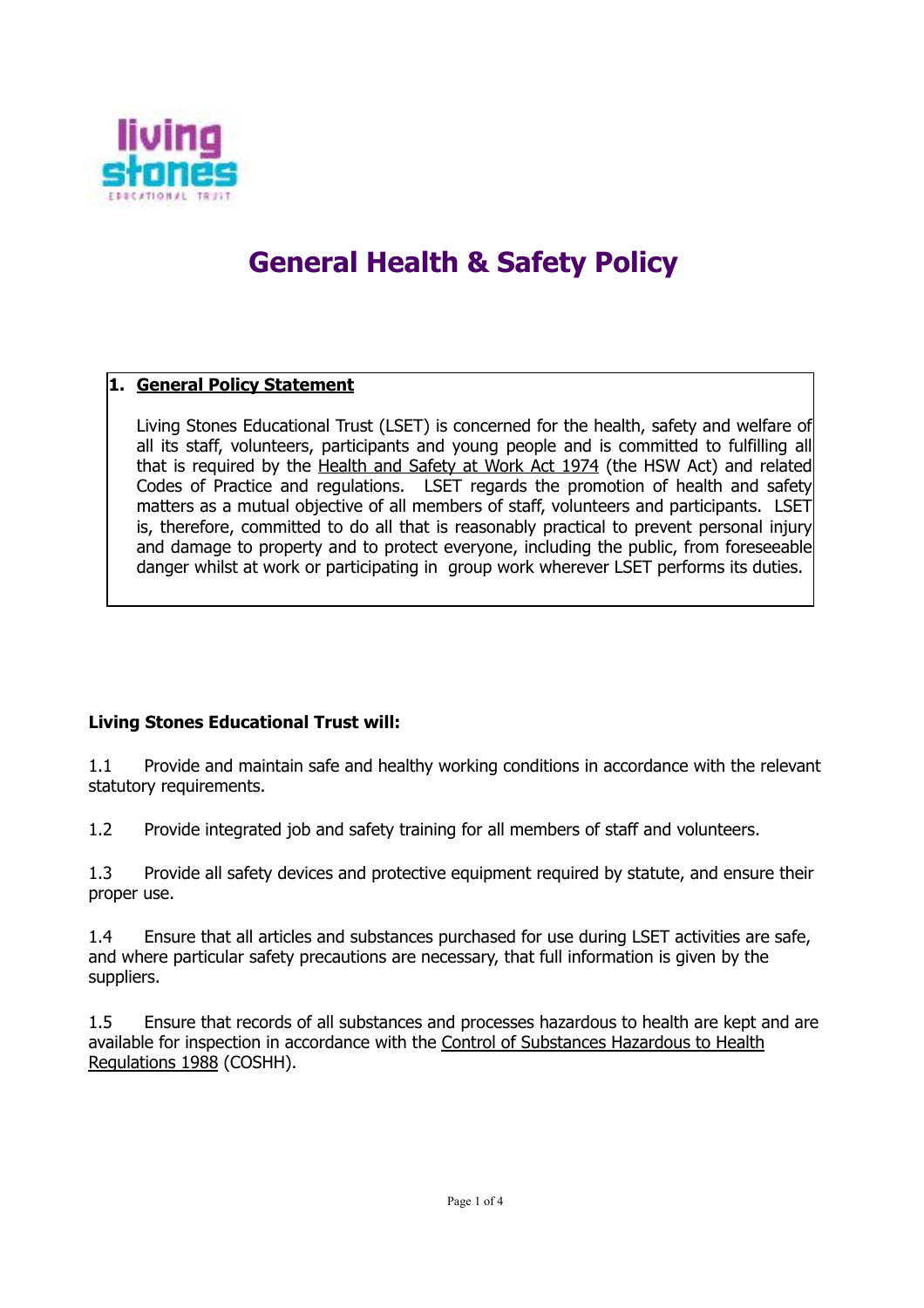# General Health & Safety Policy

## 1. General Policy Statement

Living Stones Educational Trust (LSET) is concerned for the health, safety and welfare of all its staff, volunteers, participants and young people and is committed to fulfilling all that is required by the Health and Safety at Work Act 1974 (the HSW Act) and related Codes of Practice and regulations. LSET regards the promotion of health and safety matters as a mutual objective of all members of staff, volunteers and participants. LSET is, therefore, committed to do all that is reasonably practical to prevent personal injury and damage to property and to protect everyone, including the public, from foreseeable danger whilst at work or participating in group work wherever LSET performs its duties.

**Living Stones Educational Trust will:**

1.1 Provide and maintain safe and healthy working conditions in accordance with the relevant statutory requirements.

1.2 Provide integrated job and safety training for all members of staff and volunteers.

1.3 Provide all safety devices and protective equipment required by statute, and ensure their proper use.

1.4 Ensure that all articles and substances purchased for use during LSET activities are safe, and where particular safety precautions are necessary, that full information is given by the suppliers.

1.5 Ensure that records of all substances and processes hazardous to health are kept and are available for inspection in accordance with the Control of Substances Hazardous to Health Regulations 1988 (COSHH).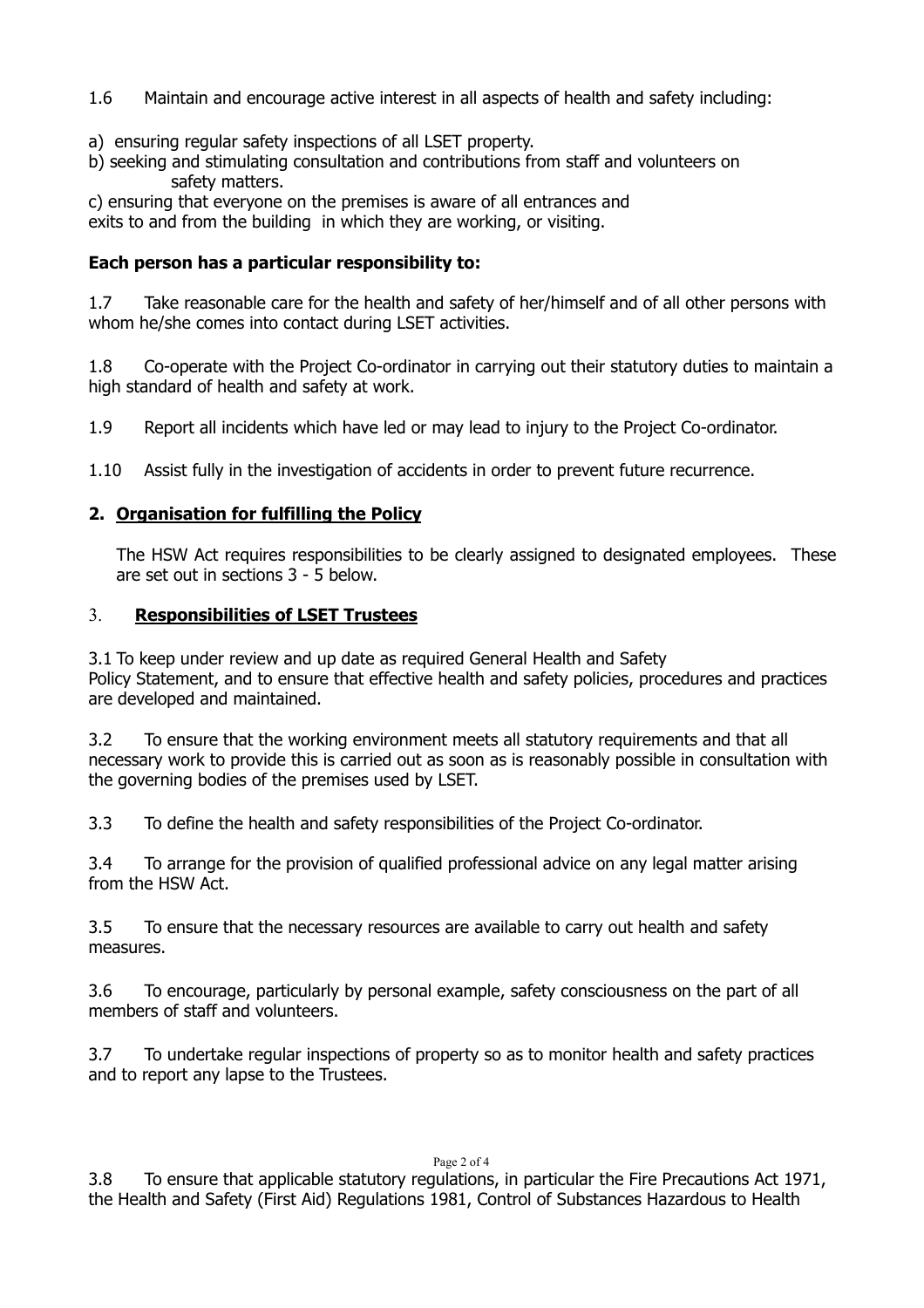1.6 Maintain and encourage active interest in all aspects of health and safety including:

a) ensuring regular safety inspections of all LSET property.
b) seeking and stimulating consultation and contributions from staff and volunteers on safety matters.
c) ensuring that everyone on the premises is aware of all entrances and exits to and from the building in which they are working, or visiting.

**Each person has a particular responsibility to:**

1.7 Take reasonable care for the health and safety of her/himself and of all other persons with whom he/she comes into contact during LSET activities.

1.8 Co-operate with the Project Co-ordinator in carrying out their statutory duties to maintain a high standard of health and safety at work.

1.9 Report all incidents which have led or may lead to injury to the Project Co-ordinator.

1.10 Assist fully in the investigation of accidents in order to prevent future recurrence.

## 2. Organisation for fulfilling the Policy

The HSW Act requires responsibilities to be clearly assigned to designated employees. These are set out in sections 3 - 5 below.

## 3. Responsibilities of LSET Trustees

3.1 To keep under review and up date as required General Health and Safety Policy Statement, and to ensure that effective health and safety policies, procedures and practices are developed and maintained.

3.2 To ensure that the working environment meets all statutory requirements and that all necessary work to provide this is carried out as soon as is reasonably possible in consultation with the governing bodies of the premises used by LSET.

3.3 To define the health and safety responsibilities of the Project Co-ordinator.

3.4 To arrange for the provision of qualified professional advice on any legal matter arising from the HSW Act.

3.5 To ensure that the necessary resources are available to carry out health and safety measures.

3.6 To encourage, particularly by personal example, safety consciousness on the part of all members of staff and volunteers.

3.7 To undertake regular inspections of property so as to monitor health and safety practices and to report any lapse to the Trustees.

3.8 To ensure that applicable statutory regulations, in particular the Fire Precautions Act 1971, the Health and Safety (First Aid) Regulations 1981, Control of Substances Hazardous to Health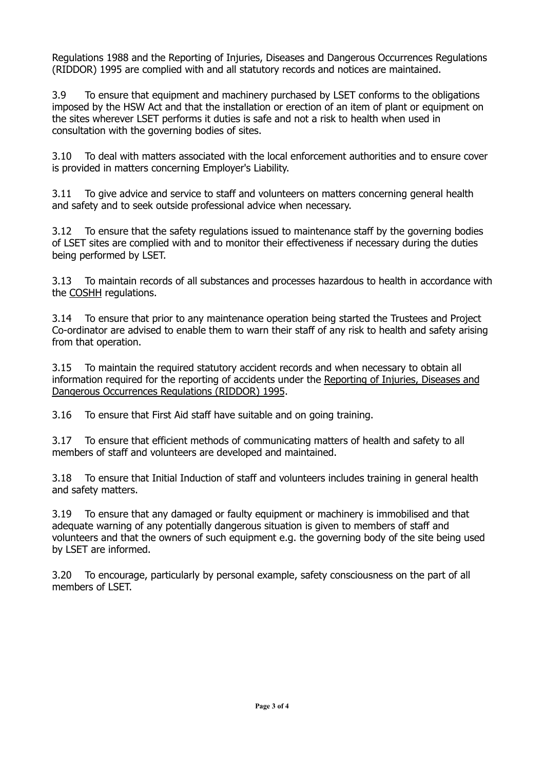Regulations 1988 and the Reporting of Injuries, Diseases and Dangerous Occurrences Regulations (RIDDOR) 1995 are complied with and all statutory records and notices are maintained.

3.9 To ensure that equipment and machinery purchased by LSET conforms to the obligations imposed by the HSW Act and that the installation or erection of an item of plant or equipment on the sites wherever LSET performs it duties is safe and not a risk to health when used in consultation with the governing bodies of sites.

3.10 To deal with matters associated with the local enforcement authorities and to ensure cover is provided in matters concerning Employer's Liability.

3.11 To give advice and service to staff and volunteers on matters concerning general health and safety and to seek outside professional advice when necessary.

3.12 To ensure that the safety regulations issued to maintenance staff by the governing bodies of LSET sites are complied with and to monitor their effectiveness if necessary during the duties being performed by LSET.

3.13 To maintain records of all substances and processes hazardous to health in accordance with the COSHH regulations.

3.14 To ensure that prior to any maintenance operation being started the Trustees and Project Co-ordinator are advised to enable them to warn their staff of any risk to health and safety arising from that operation.

3.15 To maintain the required statutory accident records and when necessary to obtain all information required for the reporting of accidents under the Reporting of Injuries, Diseases and Dangerous Occurrences Regulations (RIDDOR) 1995.

3.16 To ensure that First Aid staff have suitable and on going training.

3.17 To ensure that efficient methods of communicating matters of health and safety to all members of staff and volunteers are developed and maintained.

3.18 To ensure that Initial Induction of staff and volunteers includes training in general health and safety matters.

3.19 To ensure that any damaged or faulty equipment or machinery is immobilised and that adequate warning of any potentially dangerous situation is given to members of staff and volunteers and that the owners of such equipment e.g. the governing body of the site being used by LSET are informed.

3.20 To encourage, particularly by personal example, safety consciousness on the part of all members of LSET.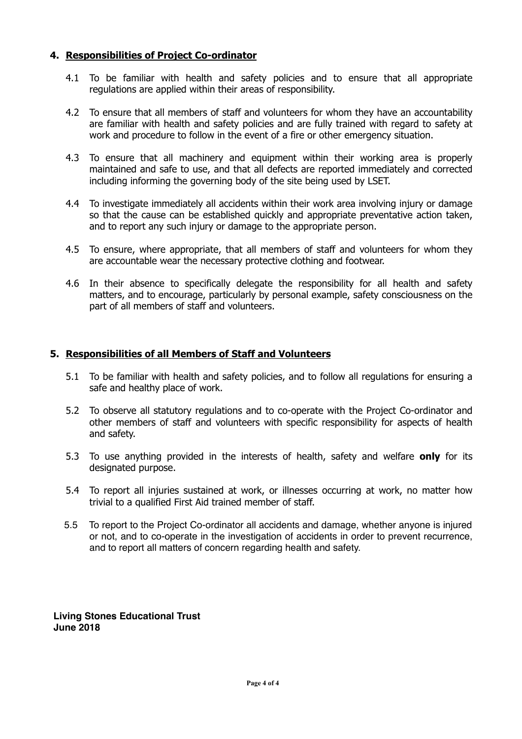## 4. Responsibilities of Project Co-ordinator

4.1 To be familiar with health and safety policies and to ensure that all appropriate regulations are applied within their areas of responsibility.

4.2 To ensure that all members of staff and volunteers for whom they have an accountability are familiar with health and safety policies and are fully trained with regard to safety at work and procedure to follow in the event of a fire or other emergency situation.

4.3 To ensure that all machinery and equipment within their working area is properly maintained and safe to use, and that all defects are reported immediately and corrected including informing the governing body of the site being used by LSET.

4.4 To investigate immediately all accidents within their work area involving injury or damage so that the cause can be established quickly and appropriate preventative action taken, and to report any such injury or damage to the appropriate person.

4.5 To ensure, where appropriate, that all members of staff and volunteers for whom they are accountable wear the necessary protective clothing and footwear.

4.6 In their absence to specifically delegate the responsibility for all health and safety matters, and to encourage, particularly by personal example, safety consciousness on the part of all members of staff and volunteers.

## 5. Responsibilities of all Members of Staff and Volunteers

5.1 To be familiar with health and safety policies, and to follow all regulations for ensuring a safe and healthy place of work.

5.2 To observe all statutory regulations and to co-operate with the Project Co-ordinator and other members of staff and volunteers with specific responsibility for aspects of health and safety.

5.3 To use anything provided in the interests of health, safety and welfare **only** for its designated purpose.

5.4 To report all injuries sustained at work, or illnesses occurring at work, no matter how trivial to a qualified First Aid trained member of staff.

5.5 To report to the Project Co-ordinator all accidents and damage, whether anyone is injured or not, and to co-operate in the investigation of accidents in order to prevent recurrence, and to report all matters of concern regarding health and safety.

**Living Stones Educational Trust**
**June 2018**